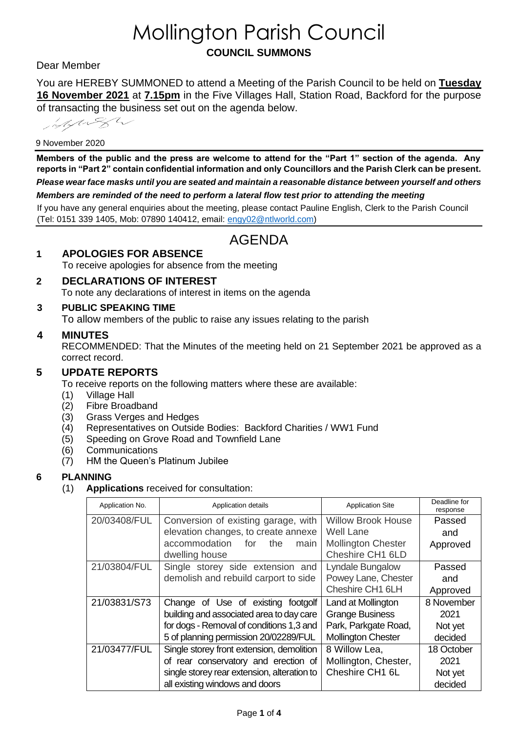# Mollington Parish Council

## COUNCIL SUMMONS

Dear Member

You are HEREBY SUMMONED to attend a Meeting of the Parish Council to be held on **Tuesday 16 November 2021** at **7.15pm** in the Five Villages Hall, Station Road, Backford for the purpose of transacting the business set out on the agenda below.

9 November 2020

**Members of the public and the press are welcome to attend for the "Part 1" section of the agenda. Any reports in "Part 2" contain confidential information and only Councillors and the Parish Clerk can be present.**

***Please wear face masks until you are seated and maintain a reasonable distance between yourself and others***

***Members are reminded of the need to perform a lateral flow test prior to attending the meeting***

If you have any general enquiries about the meeting, please contact Pauline English, Clerk to the Parish Council (Tel: 0151 339 1405, Mob: 07890 140412, email: engy02@ntlworld.com)

# AGENDA

### 1 APOLOGIES FOR ABSENCE

To receive apologies for absence from the meeting

### 2 DECLARATIONS OF INTEREST

To note any declarations of interest in items on the agenda

### 3 PUBLIC SPEAKING TIME

To allow members of the public to raise any issues relating to the parish

### 4 MINUTES

RECOMMENDED: That the Minutes of the meeting held on 21 September 2021 be approved as a correct record.

### 5 UPDATE REPORTS

To receive reports on the following matters where these are available:

(1) Village Hall
(2) Fibre Broadband
(3) Grass Verges and Hedges
(4) Representatives on Outside Bodies: Backford Charities / WW1 Fund
(5) Speeding on Grove Road and Townfield Lane
(6) Communications
(7) HM the Queen's Platinum Jubilee

### 6 PLANNING

(1) **Applications** received for consultation:

| Application No. | Application details | Application Site | Deadline for response |
|---|---|---|---|
| 20/03408/FUL | Conversion of existing garage, with elevation changes, to create annexe accommodation for the main dwelling house | Willow Brook House Well Lane Mollington Chester Cheshire CH1 6LD | Passed and Approved |
| 21/03804/FUL | Single storey side extension and demolish and rebuild carport to side | Lyndale Bungalow Powey Lane, Chester Cheshire CH1 6LH | Passed and Approved |
| 21/03831/S73 | Change of Use of existing footgolf building and associated area to day care for dogs - Removal of conditions 1,3 and 5 of planning permission 20/02289/FUL | Land at Mollington Grange Business Park, Parkgate Road, Mollington Chester | 8 November 2021 Not yet decided |
| 21/03477/FUL | Single storey front extension, demolition of rear conservatory and erection of single storey rear extension, alteration to all existing windows and doors | 8 Willow Lea, Mollington, Chester, Cheshire CH1 6L | 18 October 2021 Not yet decided |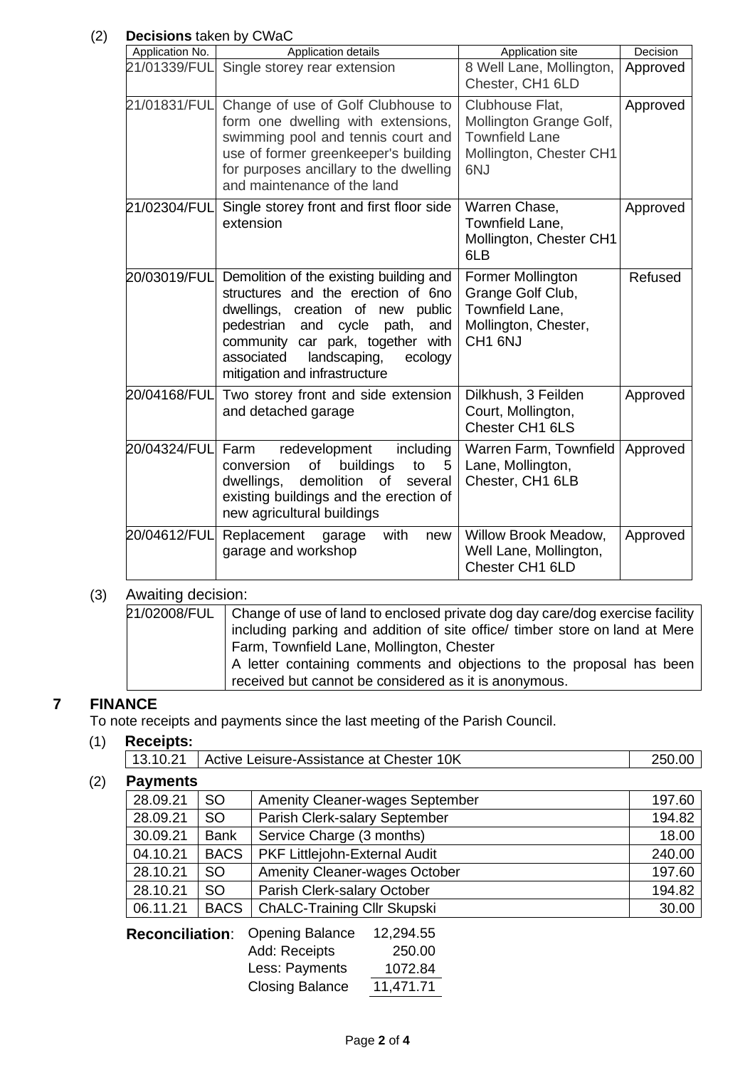(2) **Decisions** taken by CWaC

| Application No. | Application details | Application site | Decision |
|---|---|---|---|
| 21/01339/FUL | Single storey rear extension | 8 Well Lane, Mollington, Chester, CH1 6LD | Approved |
| 21/01831/FUL | Change of use of Golf Clubhouse to form one dwelling with extensions, swimming pool and tennis court and use of former greenkeeper's building for purposes ancillary to the dwelling and maintenance of the land | Clubhouse Flat, Mollington Grange Golf, Townfield Lane Mollington, Chester CH1 6NJ | Approved |
| 21/02304/FUL | Single storey front and first floor side extension | Warren Chase, Townfield Lane, Mollington, Chester CH1 6LB | Approved |
| 20/03019/FUL | Demolition of the existing building and structures and the erection of 6no dwellings, creation of new public pedestrian and cycle path, and community car park, together with associated landscaping, ecology mitigation and infrastructure | Former Mollington Grange Golf Club, Townfield Lane, Mollington, Chester, CH1 6NJ | Refused |
| 20/04168/FUL | Two storey front and side extension and detached garage | Dilkhush, 3 Feilden Court, Mollington, Chester CH1 6LS | Approved |
| 20/04324/FUL | Farm redevelopment including conversion of buildings to 5 dwellings, demolition of several existing buildings and the erection of new agricultural buildings | Warren Farm, Townfield Lane, Mollington, Chester, CH1 6LB | Approved |
| 20/04612/FUL | Replacement garage with new garage and workshop | Willow Brook Meadow, Well Lane, Mollington, Chester CH1 6LD | Approved |

(3) Awaiting decision:

| | |
|---|---|
| 21/02008/FUL | Change of use of land to enclosed private dog day care/dog exercise facility including parking and addition of site office/ timber store on land at Mere Farm, Townfield Lane, Mollington, Chester<br>A letter containing comments and objections to the proposal has been received but cannot be considered as it is anonymous. |

## 7 FINANCE

To note receipts and payments since the last meeting of the Parish Council.

(1) **Receipts:**

| | | |
|---|---|---|
| 13.10.21 | Active Leisure-Assistance at Chester 10K | 250.00 |

(2) **Payments**

| | | | |
|---|---|---|---|
| 28.09.21 | SO | Amenity Cleaner-wages September | 197.60 |
| 28.09.21 | SO | Parish Clerk-salary September | 194.82 |
| 30.09.21 | Bank | Service Charge (3 months) | 18.00 |
| 04.10.21 | BACS | PKF Littlejohn-External Audit | 240.00 |
| 28.10.21 | SO | Amenity Cleaner-wages October | 197.60 |
| 28.10.21 | SO | Parish Clerk-salary October | 194.82 |
| 06.11.21 | BACS | ChALC-Training Cllr Skupski | 30.00 |

**Reconciliation**:

| | |
|---|---|
| Opening Balance | 12,294.55 |
| Add: Receipts | 250.00 |
| Less: Payments | 1072.84 |
| Closing Balance | 11,471.71 |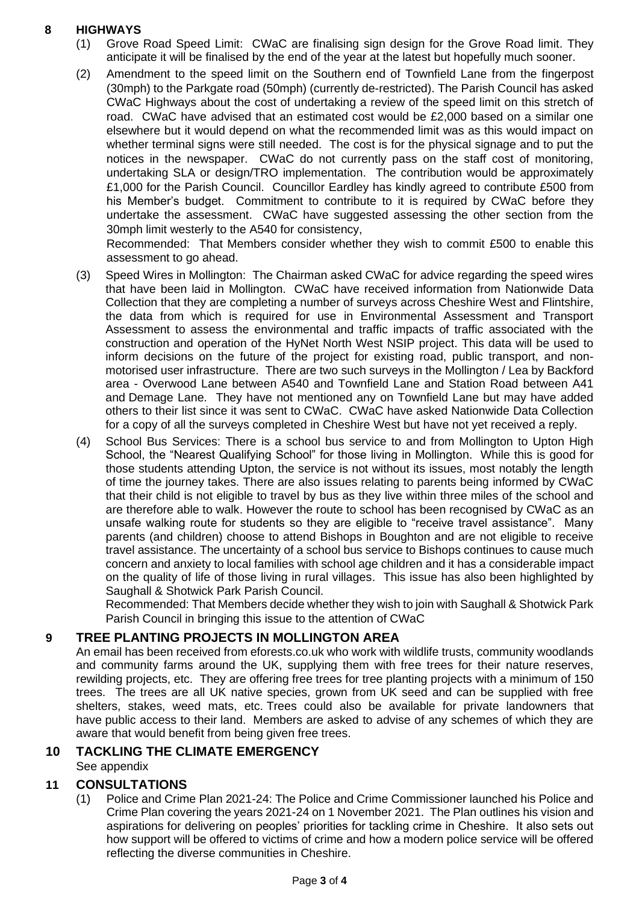## 8 HIGHWAYS

(1) Grove Road Speed Limit: CWaC are finalising sign design for the Grove Road limit. They anticipate it will be finalised by the end of the year at the latest but hopefully much sooner.

(2) Amendment to the speed limit on the Southern end of Townfield Lane from the fingerpost (30mph) to the Parkgate road (50mph) (currently de-restricted). The Parish Council has asked CWaC Highways about the cost of undertaking a review of the speed limit on this stretch of road. CWaC have advised that an estimated cost would be £2,000 based on a similar one elsewhere but it would depend on what the recommended limit was as this would impact on whether terminal signs were still needed. The cost is for the physical signage and to put the notices in the newspaper. CWaC do not currently pass on the staff cost of monitoring, undertaking SLA or design/TRO implementation. The contribution would be approximately £1,000 for the Parish Council. Councillor Eardley has kindly agreed to contribute £500 from his Member's budget. Commitment to contribute to it is required by CWaC before they undertake the assessment. CWaC have suggested assessing the other section from the 30mph limit westerly to the A540 for consistency,

Recommended: That Members consider whether they wish to commit £500 to enable this assessment to go ahead.

(3) Speed Wires in Mollington: The Chairman asked CWaC for advice regarding the speed wires that have been laid in Mollington. CWaC have received information from Nationwide Data Collection that they are completing a number of surveys across Cheshire West and Flintshire, the data from which is required for use in Environmental Assessment and Transport Assessment to assess the environmental and traffic impacts of traffic associated with the construction and operation of the HyNet North West NSIP project. This data will be used to inform decisions on the future of the project for existing road, public transport, and non-motorised user infrastructure. There are two such surveys in the Mollington / Lea by Backford area - Overwood Lane between A540 and Townfield Lane and Station Road between A41 and Demage Lane. They have not mentioned any on Townfield Lane but may have added others to their list since it was sent to CWaC. CWaC have asked Nationwide Data Collection for a copy of all the surveys completed in Cheshire West but have not yet received a reply.

(4) School Bus Services: There is a school bus service to and from Mollington to Upton High School, the "Nearest Qualifying School" for those living in Mollington. While this is good for those students attending Upton, the service is not without its issues, most notably the length of time the journey takes. There are also issues relating to parents being informed by CWaC that their child is not eligible to travel by bus as they live within three miles of the school and are therefore able to walk. However the route to school has been recognised by CWaC as an unsafe walking route for students so they are eligible to "receive travel assistance". Many parents (and children) choose to attend Bishops in Boughton and are not eligible to receive travel assistance. The uncertainty of a school bus service to Bishops continues to cause much concern and anxiety to local families with school age children and it has a considerable impact on the quality of life of those living in rural villages. This issue has also been highlighted by Saughall & Shotwick Park Parish Council.

Recommended: That Members decide whether they wish to join with Saughall & Shotwick Park Parish Council in bringing this issue to the attention of CWaC

## 9 TREE PLANTING PROJECTS IN MOLLINGTON AREA

An email has been received from eforests.co.uk who work with wildlife trusts, community woodlands and community farms around the UK, supplying them with free trees for their nature reserves, rewilding projects, etc. They are offering free trees for tree planting projects with a minimum of 150 trees. The trees are all UK native species, grown from UK seed and can be supplied with free shelters, stakes, weed mats, etc. Trees could also be available for private landowners that have public access to their land. Members are asked to advise of any schemes of which they are aware that would benefit from being given free trees.

## 10 TACKLING THE CLIMATE EMERGENCY

See appendix

## 11 CONSULTATIONS

(1) Police and Crime Plan 2021-24: The Police and Crime Commissioner launched his Police and Crime Plan covering the years 2021-24 on 1 November 2021. The Plan outlines his vision and aspirations for delivering on peoples' priorities for tackling crime in Cheshire. It also sets out how support will be offered to victims of crime and how a modern police service will be offered reflecting the diverse communities in Cheshire.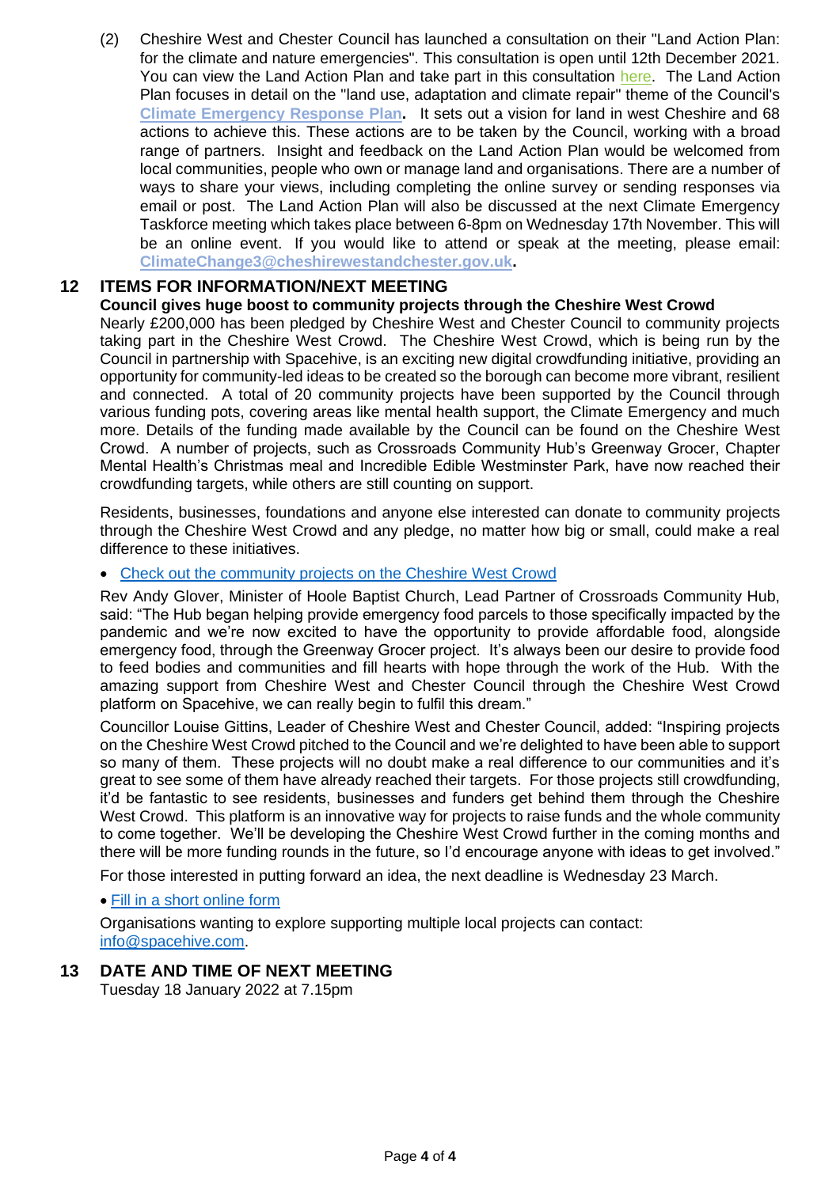(2) Cheshire West and Chester Council has launched a consultation on their "Land Action Plan: for the climate and nature emergencies". This consultation is open until 12th December 2021. You can view the Land Action Plan and take part in this consultation here. The Land Action Plan focuses in detail on the "land use, adaptation and climate repair" theme of the Council's **Climate Emergency Response Plan.** It sets out a vision for land in west Cheshire and 68 actions to achieve this. These actions are to be taken by the Council, working with a broad range of partners. Insight and feedback on the Land Action Plan would be welcomed from local communities, people who own or manage land and organisations. There are a number of ways to share your views, including completing the online survey or sending responses via email or post. The Land Action Plan will also be discussed at the next Climate Emergency Taskforce meeting which takes place between 6-8pm on Wednesday 17th November. This will be an online event. If you would like to attend or speak at the meeting, please email: **ClimateChange3@cheshirewestandchester.gov.uk.**

## 12 ITEMS FOR INFORMATION/NEXT MEETING

**Council gives huge boost to community projects through the Cheshire West Crowd**

Nearly £200,000 has been pledged by Cheshire West and Chester Council to community projects taking part in the Cheshire West Crowd. The Cheshire West Crowd, which is being run by the Council in partnership with Spacehive, is an exciting new digital crowdfunding initiative, providing an opportunity for community-led ideas to be created so the borough can become more vibrant, resilient and connected. A total of 20 community projects have been supported by the Council through various funding pots, covering areas like mental health support, the Climate Emergency and much more. Details of the funding made available by the Council can be found on the Cheshire West Crowd. A number of projects, such as Crossroads Community Hub's Greenway Grocer, Chapter Mental Health's Christmas meal and Incredible Edible Westminster Park, have now reached their crowdfunding targets, while others are still counting on support.

Residents, businesses, foundations and anyone else interested can donate to community projects through the Cheshire West Crowd and any pledge, no matter how big or small, could make a real difference to these initiatives.

- Check out the community projects on the Cheshire West Crowd

Rev Andy Glover, Minister of Hoole Baptist Church, Lead Partner of Crossroads Community Hub, said: "The Hub began helping provide emergency food parcels to those specifically impacted by the pandemic and we're now excited to have the opportunity to provide affordable food, alongside emergency food, through the Greenway Grocer project. It's always been our desire to provide food to feed bodies and communities and fill hearts with hope through the work of the Hub. With the amazing support from Cheshire West and Chester Council through the Cheshire West Crowd platform on Spacehive, we can really begin to fulfil this dream."

Councillor Louise Gittins, Leader of Cheshire West and Chester Council, added: "Inspiring projects on the Cheshire West Crowd pitched to the Council and we're delighted to have been able to support so many of them. These projects will no doubt make a real difference to our communities and it's great to see some of them have already reached their targets. For those projects still crowdfunding, it'd be fantastic to see residents, businesses and funders get behind them through the Cheshire West Crowd. This platform is an innovative way for projects to raise funds and the whole community to come together. We'll be developing the Cheshire West Crowd further in the coming months and there will be more funding rounds in the future, so I'd encourage anyone with ideas to get involved."

For those interested in putting forward an idea, the next deadline is Wednesday 23 March.

- Fill in a short online form

Organisations wanting to explore supporting multiple local projects can contact: info@spacehive.com.

## 13 DATE AND TIME OF NEXT MEETING

Tuesday 18 January 2022 at 7.15pm